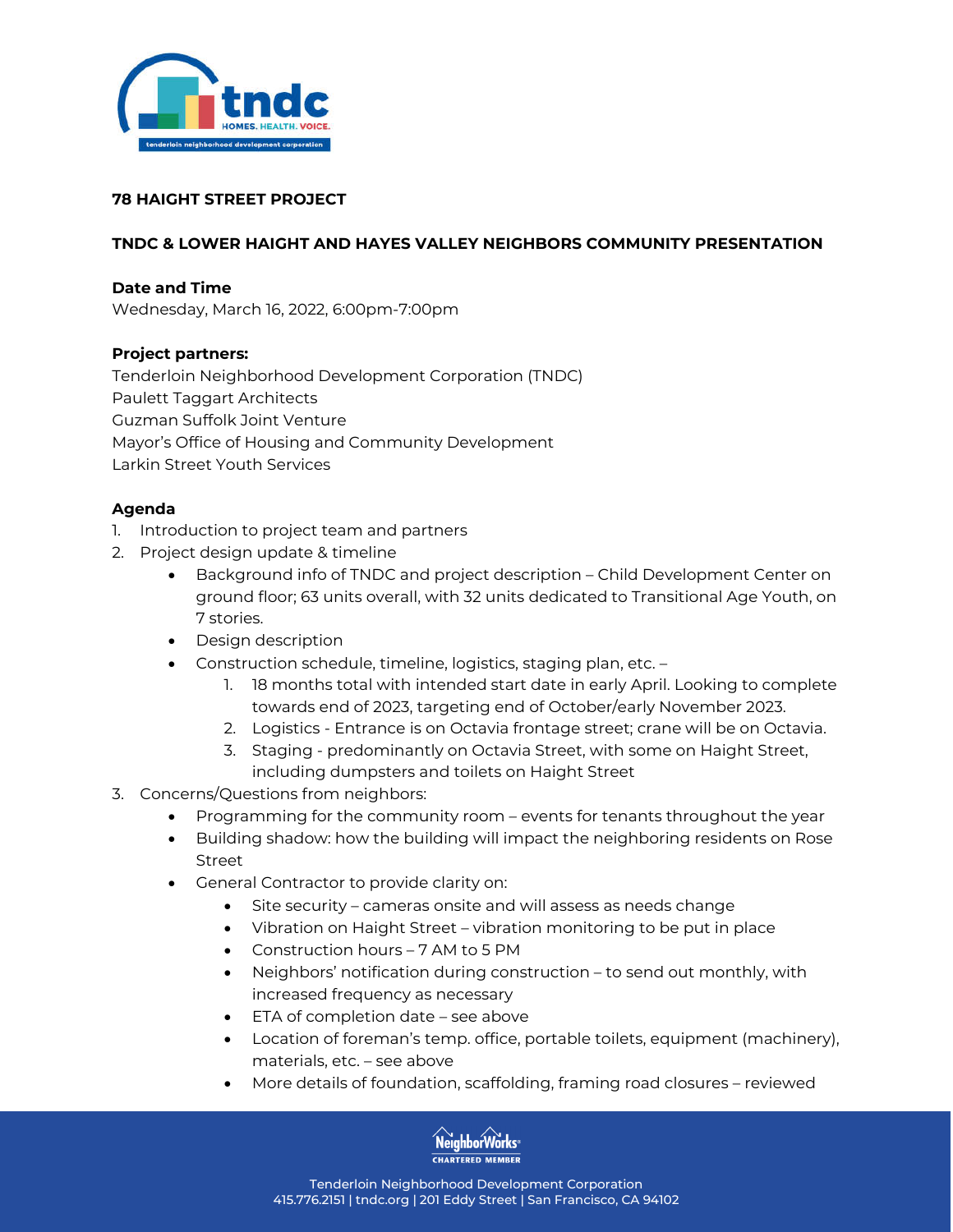# 78 HAIGHT STREET PROJECT

## TNDC & LOWER HAIGHT AND HAYES VALLEY NEIGHBORS COMMUNITY PRESENTATION

**Date and Time**
Wednesday, March 16, 2022, 6:00pm-7:00pm

**Project partners:**
Tenderloin Neighborhood Development Corporation (TNDC)
Paulett Taggart Architects
Guzman Suffolk Joint Venture
Mayor's Office of Housing and Community Development
Larkin Street Youth Services

**Agenda**

1. Introduction to project team and partners
2. Project design update & timeline
   - Background info of TNDC and project description – Child Development Center on ground floor; 63 units overall, with 32 units dedicated to Transitional Age Youth, on 7 stories.
   - Design description
   - Construction schedule, timeline, logistics, staging plan, etc. –
     1. 18 months total with intended start date in early April. Looking to complete towards end of 2023, targeting end of October/early November 2023.
     2. Logistics - Entrance is on Octavia frontage street; crane will be on Octavia.
     3. Staging - predominantly on Octavia Street, with some on Haight Street, including dumpsters and toilets on Haight Street
3. Concerns/Questions from neighbors:
   - Programming for the community room – events for tenants throughout the year
   - Building shadow: how the building will impact the neighboring residents on Rose Street
   - General Contractor to provide clarity on:
     - Site security – cameras onsite and will assess as needs change
     - Vibration on Haight Street – vibration monitoring to be put in place
     - Construction hours – 7 AM to 5 PM
     - Neighbors' notification during construction – to send out monthly, with increased frequency as necessary
     - ETA of completion date – see above
     - Location of foreman's temp. office, portable toilets, equipment (machinery), materials, etc. – see above
     - More details of foundation, scaffolding, framing road closures – reviewed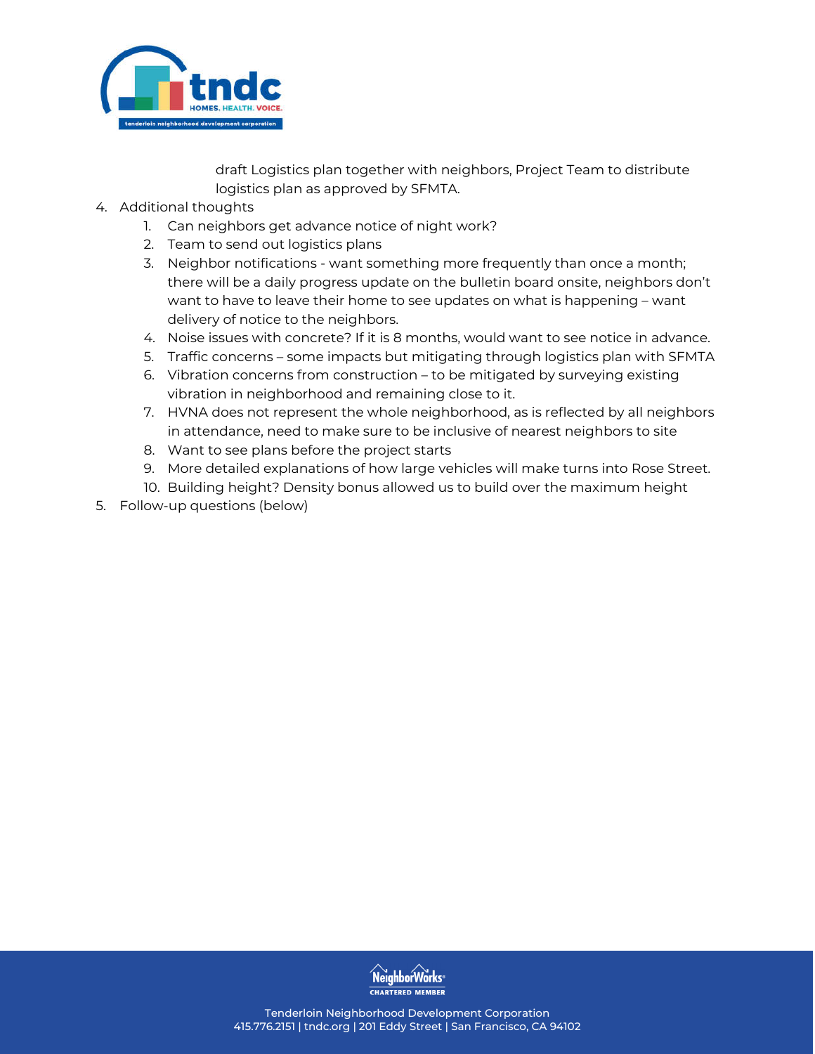draft Logistics plan together with neighbors, Project Team to distribute logistics plan as approved by SFMTA.

4. Additional thoughts
    1. Can neighbors get advance notice of night work?
    2. Team to send out logistics plans
    3. Neighbor notifications - want something more frequently than once a month; there will be a daily progress update on the bulletin board onsite, neighbors don't want to have to leave their home to see updates on what is happening – want delivery of notice to the neighbors.
    4. Noise issues with concrete? If it is 8 months, would want to see notice in advance.
    5. Traffic concerns – some impacts but mitigating through logistics plan with SFMTA
    6. Vibration concerns from construction – to be mitigated by surveying existing vibration in neighborhood and remaining close to it.
    7. HVNA does not represent the whole neighborhood, as is reflected by all neighbors in attendance, need to make sure to be inclusive of nearest neighbors to site
    8. Want to see plans before the project starts
    9. More detailed explanations of how large vehicles will make turns into Rose Street.
    10. Building height? Density bonus allowed us to build over the maximum height
5. Follow-up questions (below)